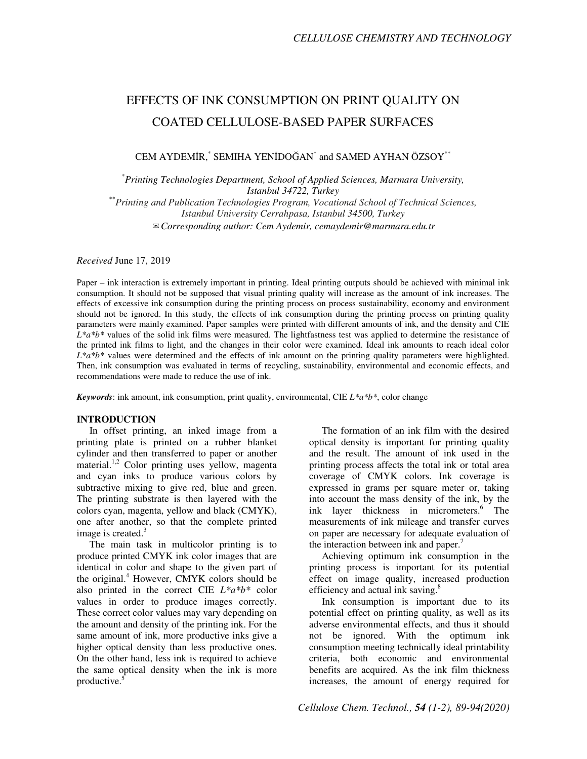# EFFECTS OF INK CONSUMPTION ON PRINT QUALITY ON COATED CELLULOSE-BASED PAPER SURFACES

CEM AYDEMİR,[*] SEMIHA YENİDOĞAN[*] and SAMED AYHAN ÖZSOY[**]

[*] *Printing Technologies Department, School of Applied Sciences, Marmara University, Istanbul 34722, Turkey*
[**] *Printing and Publication Technologies Program, Vocational School of Technical Sciences, Istanbul University Cerrahpasa, Istanbul 34500, Turkey*
✉ *Corresponding author: Cem Aydemir, cemaydemir@marmara.edu.tr*

*Received* June 17, 2019

Paper – ink interaction is extremely important in printing. Ideal printing outputs should be achieved with minimal ink consumption. It should not be supposed that visual printing quality will increase as the amount of ink increases. The effects of excessive ink consumption during the printing process on process sustainability, economy and environment should not be ignored. In this study, the effects of ink consumption during the printing process on printing quality parameters were mainly examined. Paper samples were printed with different amounts of ink, and the density and CIE *L\*a\*b\** values of the solid ink films were measured. The lightfastness test was applied to determine the resistance of the printed ink films to light, and the changes in their color were examined. Ideal ink amounts to reach ideal color *L\*a\*b\** values were determined and the effects of ink amount on the printing quality parameters were highlighted. Then, ink consumption was evaluated in terms of recycling, sustainability, environmental and economic effects, and recommendations were made to reduce the use of ink.

***Keywords***: ink amount, ink consumption, print quality, environmental, CIE *L\*a\*b\**, color change

## INTRODUCTION

In offset printing, an inked image from a printing plate is printed on a rubber blanket cylinder and then transferred to paper or another material.[1,2] Color printing uses yellow, magenta and cyan inks to produce various colors by subtractive mixing to give red, blue and green. The printing substrate is then layered with the colors cyan, magenta, yellow and black (CMYK), one after another, so that the complete printed image is created.[3]

The main task in multicolor printing is to produce printed CMYK ink color images that are identical in color and shape to the given part of the original.[4] However, CMYK colors should be also printed in the correct CIE *L\*a\*b\** color values in order to produce images correctly. These correct color values may vary depending on the amount and density of the printing ink. For the same amount of ink, more productive inks give a higher optical density than less productive ones. On the other hand, less ink is required to achieve the same optical density when the ink is more productive.[5]

The formation of an ink film with the desired optical density is important for printing quality and the result. The amount of ink used in the printing process affects the total ink or total area coverage of CMYK colors. Ink coverage is expressed in grams per square meter or, taking into account the mass density of the ink, by the ink layer thickness in micrometers.[6] The measurements of ink mileage and transfer curves on paper are necessary for adequate evaluation of the interaction between ink and paper.[7]

Achieving optimum ink consumption in the printing process is important for its potential effect on image quality, increased production efficiency and actual ink saving.[8]

Ink consumption is important due to its potential effect on printing quality, as well as its adverse environmental effects, and thus it should not be ignored. With the optimum ink consumption meeting technically ideal printability criteria, both economic and environmental benefits are acquired. As the ink film thickness increases, the amount of energy required for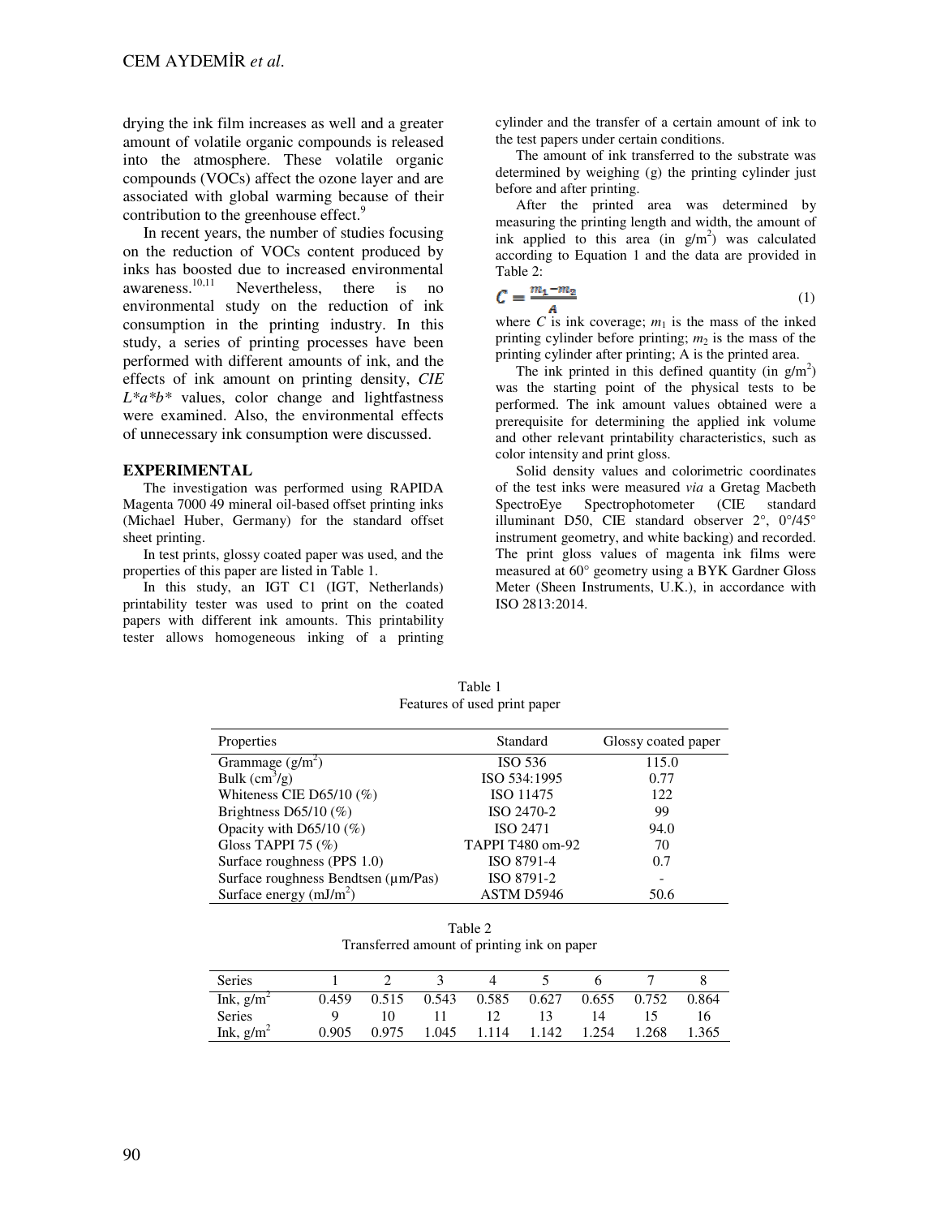drying the ink film increases as well and a greater amount of volatile organic compounds is released into the atmosphere. These volatile organic compounds (VOCs) affect the ozone layer and are associated with global warming because of their contribution to the greenhouse effect.[9]

In recent years, the number of studies focusing on the reduction of VOCs content produced by inks has boosted due to increased environmental awareness.[10,11] Nevertheless, there is no environmental study on the reduction of ink consumption in the printing industry. In this study, a series of printing processes have been performed with different amounts of ink, and the effects of ink amount on printing density, *CIE L\*a\*b\** values, color change and lightfastness were examined. Also, the environmental effects of unnecessary ink consumption were discussed.

## EXPERIMENTAL

The investigation was performed using RAPIDA Magenta 7000 49 mineral oil-based offset printing inks (Michael Huber, Germany) for the standard offset sheet printing.

In test prints, glossy coated paper was used, and the properties of this paper are listed in Table 1.

In this study, an IGT C1 (IGT, Netherlands) printability tester was used to print on the coated papers with different ink amounts. This printability tester allows homogeneous inking of a printing cylinder and the transfer of a certain amount of ink to the test papers under certain conditions.

The amount of ink transferred to the substrate was determined by weighing (g) the printing cylinder just before and after printing.

After the printed area was determined by measuring the printing length and width, the amount of ink applied to this area (in g/m$^2$) was calculated according to Equation 1 and the data are provided in Table 2:

$$C = \frac{m_1 - m_2}{A} \tag{1}$$

where $C$ is ink coverage; $m_1$ is the mass of the inked printing cylinder before printing; $m_2$ is the mass of the printing cylinder after printing; A is the printed area.

The ink printed in this defined quantity (in g/m$^2$) was the starting point of the physical tests to be performed. The ink amount values obtained were a prerequisite for determining the applied ink volume and other relevant printability characteristics, such as color intensity and print gloss.

Solid density values and colorimetric coordinates of the test inks were measured *via* a Gretag Macbeth SpectroEye Spectrophotometer (CIE standard illuminant D50, CIE standard observer 2°, 0°/45° instrument geometry, and white backing) and recorded. The print gloss values of magenta ink films were measured at 60° geometry using a BYK Gardner Gloss Meter (Sheen Instruments, U.K.), in accordance with ISO 2813:2014.

Table 1
Features of used print paper

| Properties | Standard | Glossy coated paper |
|---|---|---|
| Grammage (g/m$^2$) | ISO 536 | 115.0 |
| Bulk (cm$^3$/g) | ISO 534:1995 | 0.77 |
| Whiteness CIE D65/10 (%) | ISO 11475 | 122 |
| Brightness D65/10 (%) | ISO 2470-2 | 99 |
| Opacity with D65/10 (%) | ISO 2471 | 94.0 |
| Gloss TAPPI 75 (%) | TAPPI T480 om-92 | 70 |
| Surface roughness (PPS 1.0) | ISO 8791-4 | 0.7 |
| Surface roughness Bendtsen (µm/Pas) | ISO 8791-2 | - |
| Surface energy (mJ/m$^2$) | ASTM D5946 | 50.6 |

Table 2
Transferred amount of printing ink on paper

| Series | 1 | 2 | 3 | 4 | 5 | 6 | 7 | 8 |
|---|---|---|---|---|---|---|---|---|
| Ink, g/m$^2$ | 0.459 | 0.515 | 0.543 | 0.585 | 0.627 | 0.655 | 0.752 | 0.864 |
| Series | 9 | 10 | 11 | 12 | 13 | 14 | 15 | 16 |
| Ink, g/m$^2$ | 0.905 | 0.975 | 1.045 | 1.114 | 1.142 | 1.254 | 1.268 | 1.365 |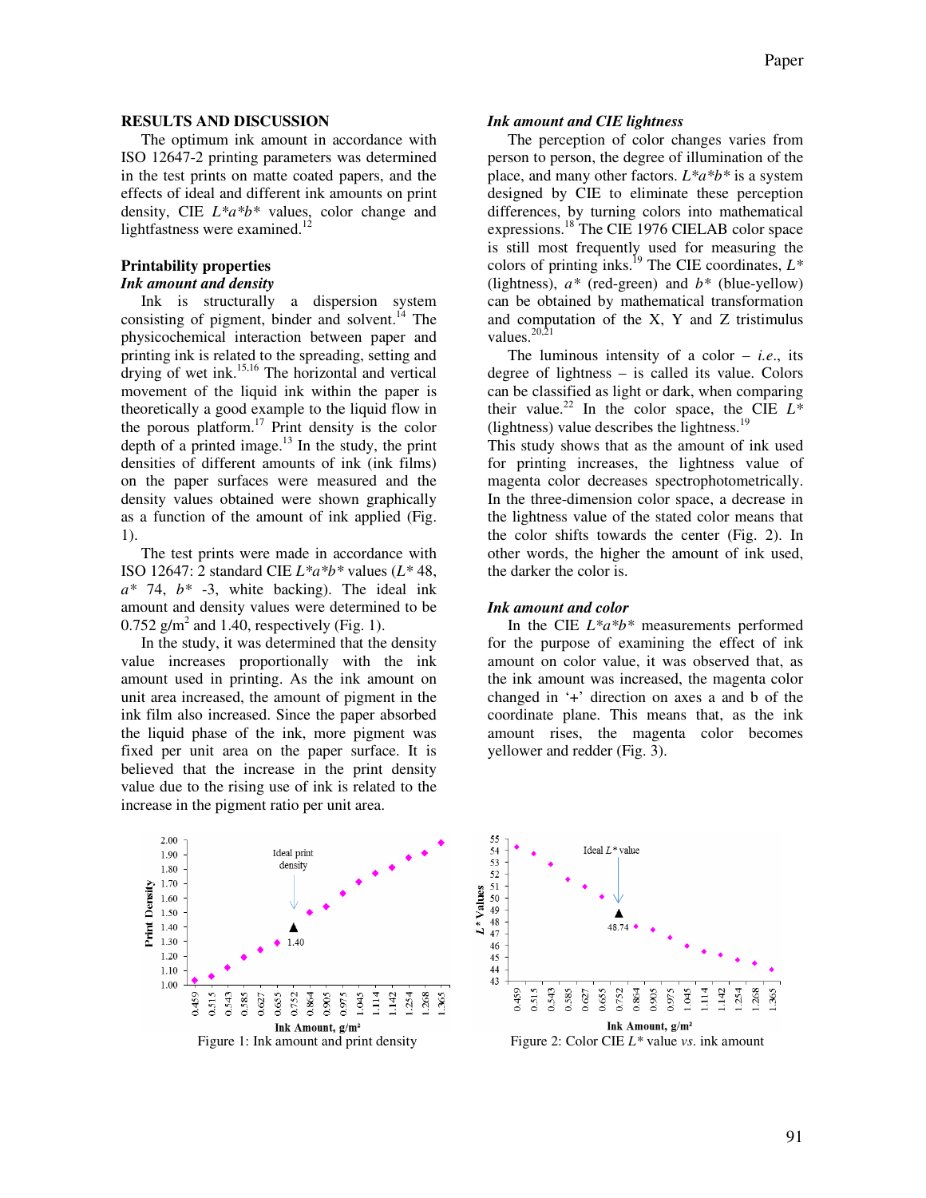## RESULTS AND DISCUSSION

The optimum ink amount in accordance with ISO 12647-2 printing parameters was determined in the test prints on matte coated papers, and the effects of ideal and different ink amounts on print density, CIE *L\*a\*b\** values, color change and lightfastness were examined.[12]

### Printability properties

#### *Ink amount and density*

Ink is structurally a dispersion system consisting of pigment, binder and solvent.[14] The physicochemical interaction between paper and printing ink is related to the spreading, setting and drying of wet ink.[15,16] The horizontal and vertical movement of the liquid ink within the paper is theoretically a good example to the liquid flow in the porous platform.[17] Print density is the color depth of a printed image.[13] In the study, the print densities of different amounts of ink (ink films) on the paper surfaces were measured and the density values obtained were shown graphically as a function of the amount of ink applied (Fig. 1).

The test prints were made in accordance with ISO 12647: 2 standard CIE *L\*a\*b\** values (*L\** 48, *a\** 74, *b\** -3, white backing). The ideal ink amount and density values were determined to be 0.752 g/m$^2$ and 1.40, respectively (Fig. 1).

In the study, it was determined that the density value increases proportionally with the ink amount used in printing. As the ink amount on unit area increased, the amount of pigment in the ink film also increased. Since the paper absorbed the liquid phase of the ink, more pigment was fixed per unit area on the paper surface. It is believed that the increase in the print density value due to the rising use of ink is related to the increase in the pigment ratio per unit area.

#### *Ink amount and CIE lightness*

The perception of color changes varies from person to person, the degree of illumination of the place, and many other factors. *L\*a\*b\** is a system designed by CIE to eliminate these perception differences, by turning colors into mathematical expressions.[18] The CIE 1976 CIELAB color space is still most frequently used for measuring the colors of printing inks.[19] The CIE coordinates, *L\** (lightness), *a\** (red-green) and *b\** (blue-yellow) can be obtained by mathematical transformation and computation of the X, Y and Z tristimulus values.[20,21]

The luminous intensity of a color – *i.e.*, its degree of lightness – is called its value. Colors can be classified as light or dark, when comparing their value.[22] In the color space, the CIE *L\** (lightness) value describes the lightness.[19]

This study shows that as the amount of ink used for printing increases, the lightness value of magenta color decreases spectrophotometrically. In the three-dimension color space, a decrease in the lightness value of the stated color means that the color shifts towards the center (Fig. 2). In other words, the higher the amount of ink used, the darker the color is.

#### *Ink amount and color*

In the CIE *L\*a\*b\** measurements performed for the purpose of examining the effect of ink amount on color value, it was observed that, as the ink amount was increased, the magenta color changed in '+' direction on axes a and b of the coordinate plane. This means that, as the ink amount rises, the magenta color becomes yellower and redder (Fig. 3).

Figure 1: Ink amount and print density

Figure 2: Color CIE *L\** value *vs.* ink amount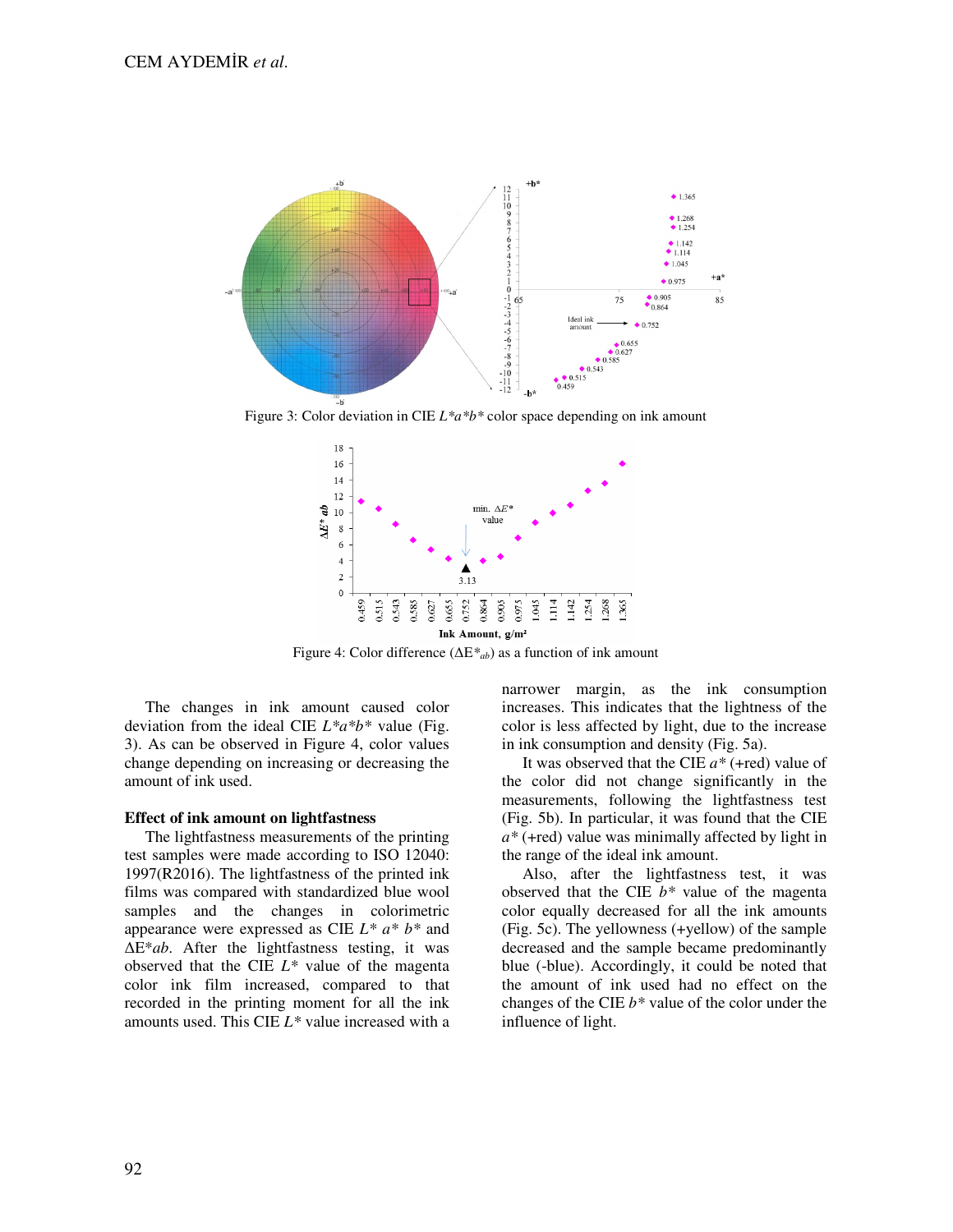Figure 3: Color deviation in CIE $L^*a^*b^*$ color space depending on ink amount

Figure 4: Color difference ($\Delta E^*_{ab}$) as a function of ink amount

The changes in ink amount caused color deviation from the ideal CIE $L^*a^*b^*$ value (Fig. 3). As can be observed in Figure 4, color values change depending on increasing or decreasing the amount of ink used.

**Effect of ink amount on lightfastness**

The lightfastness measurements of the printing test samples were made according to ISO 12040: 1997(R2016). The lightfastness of the printed ink films was compared with standardized blue wool samples and the changes in colorimetric appearance were expressed as CIE $L^*$ $a^*$ $b^*$ and $\Delta E^*ab$. After the lightfastness testing, it was observed that the CIE $L^*$ value of the magenta color ink film increased, compared to that recorded in the printing moment for all the ink amounts used. This CIE $L^*$ value increased with a narrower margin, as the ink consumption increases. This indicates that the lightness of the color is less affected by light, due to the increase in ink consumption and density (Fig. 5a).

It was observed that the CIE $a^*$ (+red) value of the color did not change significantly in the measurements, following the lightfastness test (Fig. 5b). In particular, it was found that the CIE $a^*$ (+red) value was minimally affected by light in the range of the ideal ink amount.

Also, after the lightfastness test, it was observed that the CIE $b^*$ value of the magenta color equally decreased for all the ink amounts (Fig. 5c). The yellowness (+yellow) of the sample decreased and the sample became predominantly blue (-blue). Accordingly, it could be noted that the amount of ink used had no effect on the changes of the CIE $b^*$ value of the color under the influence of light.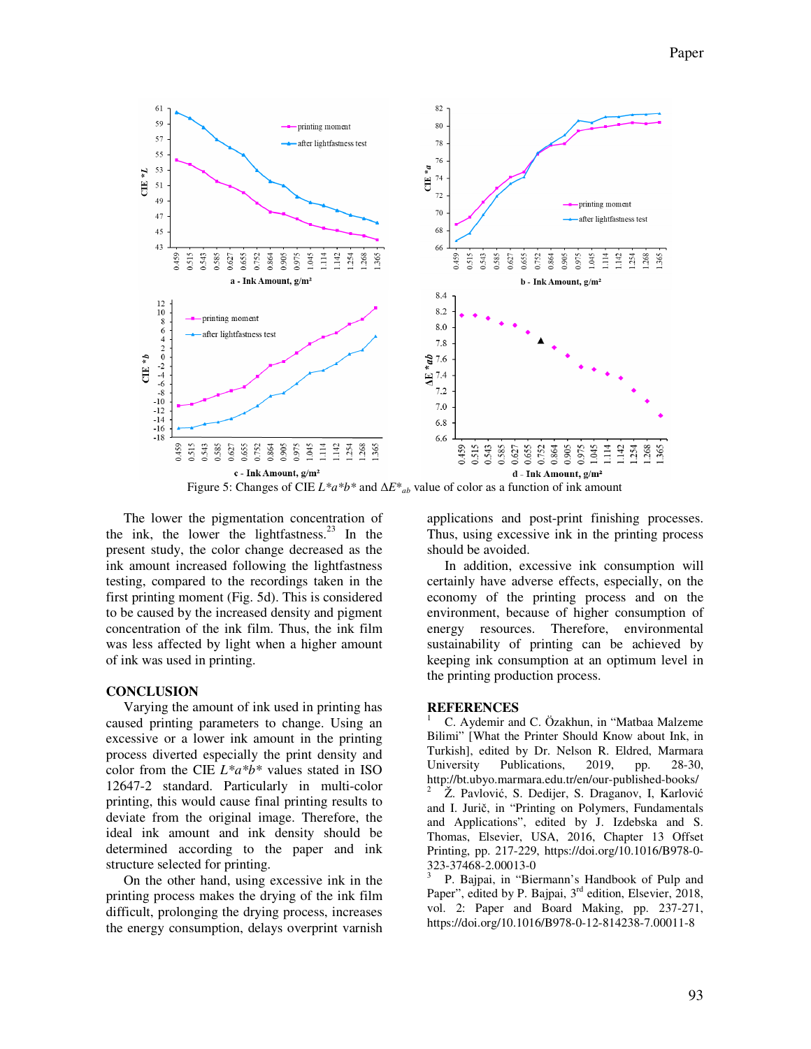Figure 5: Changes of CIE $L^*a^*b^*$ and $\Delta E^*_{ab}$ value of color as a function of ink amount

The lower the pigmentation concentration of the ink, the lower the lightfastness.[23] In the present study, the color change decreased as the ink amount increased following the lightfastness testing, compared to the recordings taken in the first printing moment (Fig. 5d). This is considered to be caused by the increased density and pigment concentration of the ink film. Thus, the ink film was less affected by light when a higher amount of ink was used in printing.

## CONCLUSION

Varying the amount of ink used in printing has caused printing parameters to change. Using an excessive or a lower ink amount in the printing process diverted especially the print density and color from the CIE $L^*a^*b^*$ values stated in ISO 12647-2 standard. Particularly in multi-color printing, this would cause final printing results to deviate from the original image. Therefore, the ideal ink amount and ink density should be determined according to the paper and ink structure selected for printing.

On the other hand, using excessive ink in the printing process makes the drying of the ink film difficult, prolonging the drying process, increases the energy consumption, delays overprint varnish applications and post-print finishing processes. Thus, using excessive ink in the printing process should be avoided.

In addition, excessive ink consumption will certainly have adverse effects, especially, on the economy of the printing process and on the environment, because of higher consumption of energy resources. Therefore, environmental sustainability of printing can be achieved by keeping ink consumption at an optimum level in the printing production process.

## REFERENCES

[1] C. Aydemir and C. Özakhun, in "Matbaa Malzeme Bilimi" [What the Printer Should Know about Ink, in Turkish], edited by Dr. Nelson R. Eldred, Marmara University Publications, 2019, pp. 28-30, http://bt.ubyo.marmara.edu.tr/en/our-published-books/

[2] Ž. Pavlović, S. Dedijer, S. Draganov, I, Karlović and I. Jurič, in "Printing on Polymers, Fundamentals and Applications", edited by J. Izdebska and S. Thomas, Elsevier, USA, 2016, Chapter 13 Offset Printing, pp. 217-229, https://doi.org/10.1016/B978-0-323-37468-2.00013-0

[3] P. Bajpai, in "Biermann's Handbook of Pulp and Paper", edited by P. Bajpai, 3rd edition, Elsevier, 2018, vol. 2: Paper and Board Making, pp. 237-271, https://doi.org/10.1016/B978-0-12-814238-7.00011-8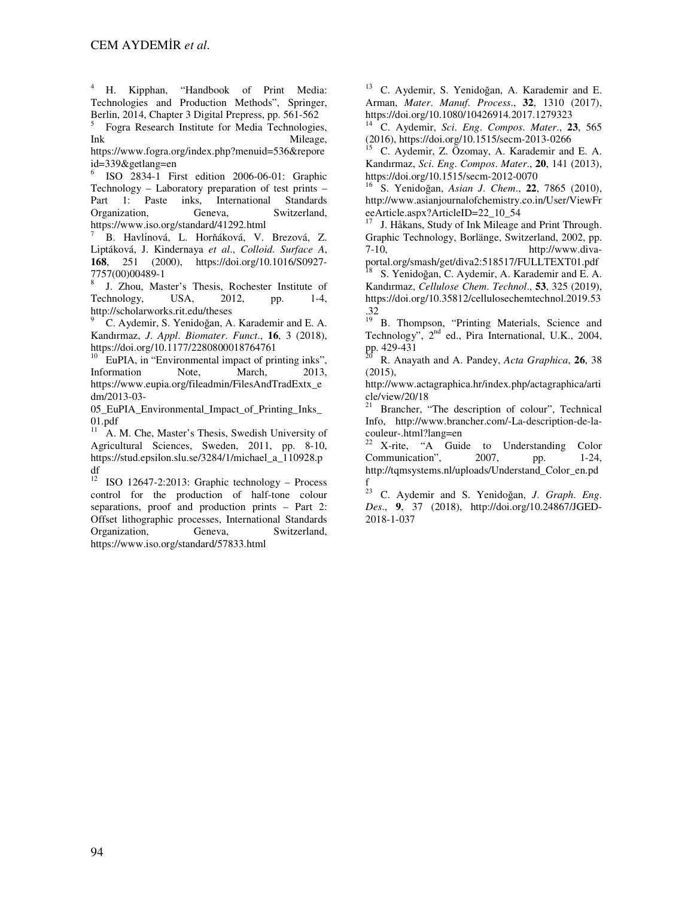[4] H. Kipphan, "Handbook of Print Media: Technologies and Production Methods", Springer, Berlin, 2014, Chapter 3 Digital Prepress, pp. 561-562

[5] Fogra Research Institute for Media Technologies, Ink Mileage, https://www.fogra.org/index.php?menuid=536&reporeid=339&getlang=en

[6] ISO 2834-1 First edition 2006-06-01: Graphic Technology – Laboratory preparation of test prints – Part 1: Paste inks, International Standards Organization, Geneva, Switzerland, https://www.iso.org/standard/41292.html

[7] B. Havlínová, L. Horňáková, V. Brezová, Z. Liptáková, J. Kindernaya *et al*., *Colloid. Surface A*, **168**, 251 (2000), https://doi.org/10.1016/S0927-7757(00)00489-1

[8] J. Zhou, Master's Thesis, Rochester Institute of Technology, USA, 2012, pp. 1-4, http://scholarworks.rit.edu/theses

[9] C. Aydemir, S. Yenidoğan, A. Karademir and E. A. Kandırmaz, *J. Appl. Biomater. Funct*., **16**, 3 (2018), https://doi.org/10.1177/2280800018764761

[10] EuPIA, in "Environmental impact of printing inks", Information Note, March, 2013, https://www.eupia.org/fileadmin/FilesAndTradExtx_edm/2013-03-05_EuPIA_Environmental_Impact_of_Printing_Inks_01.pdf

[11] A. M. Che, Master's Thesis, Swedish University of Agricultural Sciences, Sweden, 2011, pp. 8-10, https://stud.epsilon.slu.se/3284/1/michael_a_110928.pdf

[12] ISO 12647-2:2013: Graphic technology – Process control for the production of half-tone colour separations, proof and production prints – Part 2: Offset lithographic processes, International Standards Organization, Geneva, Switzerland, https://www.iso.org/standard/57833.html

[13] C. Aydemir, S. Yenidoğan, A. Karademir and E. Arman, *Mater. Manuf. Process*., **32**, 1310 (2017), https://doi.org/10.1080/10426914.2017.1279323

[14] C. Aydemir, *Sci. Eng. Compos. Mater*., **23**, 565 (2016), https://doi.org/10.1515/secm-2013-0266

[15] C. Aydemir, Z. Özomay, A. Karademir and E. A. Kandırmaz, *Sci. Eng. Compos. Mater*., **20**, 141 (2013), https://doi.org/10.1515/secm-2012-0070

[16] S. Yenidoğan, *Asian J. Chem*., **22**, 7865 (2010), http://www.asianjournalofchemistry.co.in/User/ViewFreeArticle.aspx?ArticleID=22_10_54

[17] J. Håkans, Study of Ink Mileage and Print Through. Graphic Technology, Borlänge, Switzerland, 2002, pp. 7-10, http://www.diva-portal.org/smash/get/diva2:518517/FULLTEXT01.pdf

[18] S. Yenidoğan, C. Aydemir, A. Karademir and E. A. Kandırmaz, *Cellulose Chem. Technol*., **53**, 325 (2019), https://doi.org/10.35812/cellulosechemtechnol.2019.53.32

[19] B. Thompson, "Printing Materials, Science and Technology", 2nd ed., Pira International, U.K., 2004, pp. 429-431

[20] R. Anayath and A. Pandey, *Acta Graphica*, **26**, 38 (2015), http://www.actagraphica.hr/index.php/actagraphica/article/view/20/18

[21] Brancher, "The description of colour", Technical Info, http://www.brancher.com/-La-description-de-la-couleur-.html?lang=en

[22] X-rite, "A Guide to Understanding Color Communication", 2007, pp. 1-24, http://tqmsystems.nl/uploads/Understand_Color_en.pdf

[23] C. Aydemir and S. Yenidoğan, *J. Graph. Eng. Des*., **9**, 37 (2018), http://doi.org/10.24867/JGED-2018-1-037